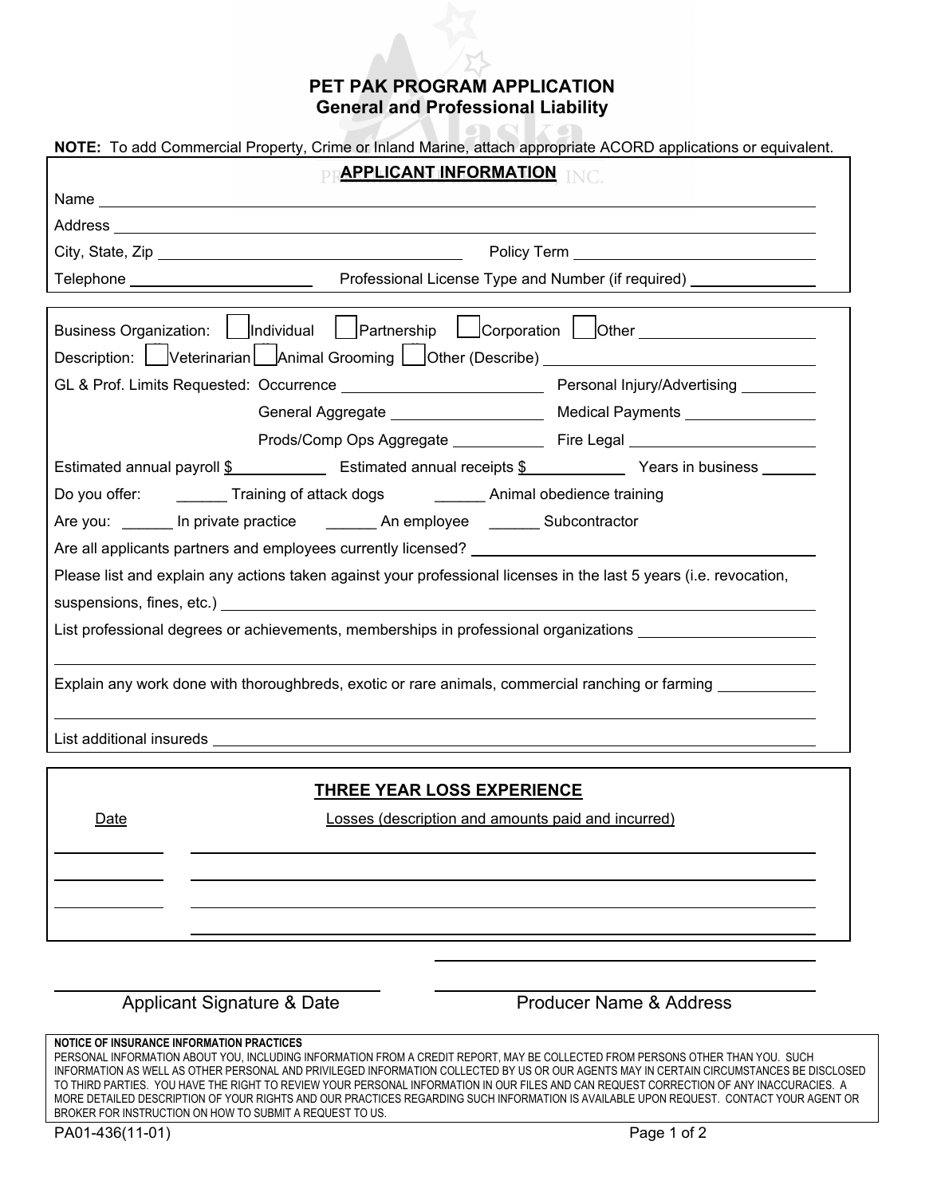# PET PAK PROGRAM APPLICATION
## General and Professional Liability

**NOTE:** To add Commercial Property, Crime or Inland Marine, attach appropriate ACORD applications or equivalent.

### APPLICANT INFORMATION

Name ______________________________

Address ______________________________

City, State, Zip ______________________________ Policy Term ______________________________

Telephone ______________________________ Professional License Type and Number (if required) ______________________________

---

Business Organization: ☐ Individual ☐ Partnership ☐ Corporation ☐ Other ______________________________

Description: ☐ Veterinarian ☐ Animal Grooming ☐ Other (Describe) ______________________________

GL & Prof. Limits Requested: Occurrence ______________________________ Personal Injury/Advertising ______________________________

General Aggregate ______________________________ Medical Payments ______________________________

Prods/Comp Ops Aggregate ______________________________ Fire Legal ______________________________

Estimated annual payroll $ ______________ Estimated annual receipts $ ______________ Years in business ______

Do you offer: ______ Training of attack dogs ______ Animal obedience training

Are you: ______ In private practice ______ An employee ______ Subcontractor

Are all applicants partners and employees currently licensed? ______________________________

Please list and explain any actions taken against your professional licenses in the last 5 years (i.e. revocation, suspensions, fines, etc.) ______________________________

List professional degrees or achievements, memberships in professional organizations ______________________________

Explain any work done with thoroughbreds, exotic or rare animals, commercial ranching or farming ______________________________

List additional insureds ______________________________

### THREE YEAR LOSS EXPERIENCE

| Date | Losses (description and amounts paid and incurred) |
|---|---|
| | |
| | |
| | |
| | |

______________________________ Applicant Signature & Date

______________________________ Producer Name & Address

**NOTICE OF INSURANCE INFORMATION PRACTICES**

PERSONAL INFORMATION ABOUT YOU, INCLUDING INFORMATION FROM A CREDIT REPORT, MAY BE COLLECTED FROM PERSONS OTHER THAN YOU. SUCH INFORMATION AS WELL AS OTHER PERSONAL AND PRIVILEGED INFORMATION COLLECTED BY US OR OUR AGENTS MAY IN CERTAIN CIRCUMSTANCES BE DISCLOSED TO THIRD PARTIES. YOU HAVE THE RIGHT TO REVIEW YOUR PERSONAL INFORMATION IN OUR FILES AND CAN REQUEST CORRECTION OF ANY INACCURACIES. A MORE DETAILED DESCRIPTION OF YOUR RIGHTS AND OUR PRACTICES REGARDING SUCH INFORMATION IS AVAILABLE UPON REQUEST. CONTACT YOUR AGENT OR BROKER FOR INSTRUCTION ON HOW TO SUBMIT A REQUEST TO US.

PA01-436(11-01)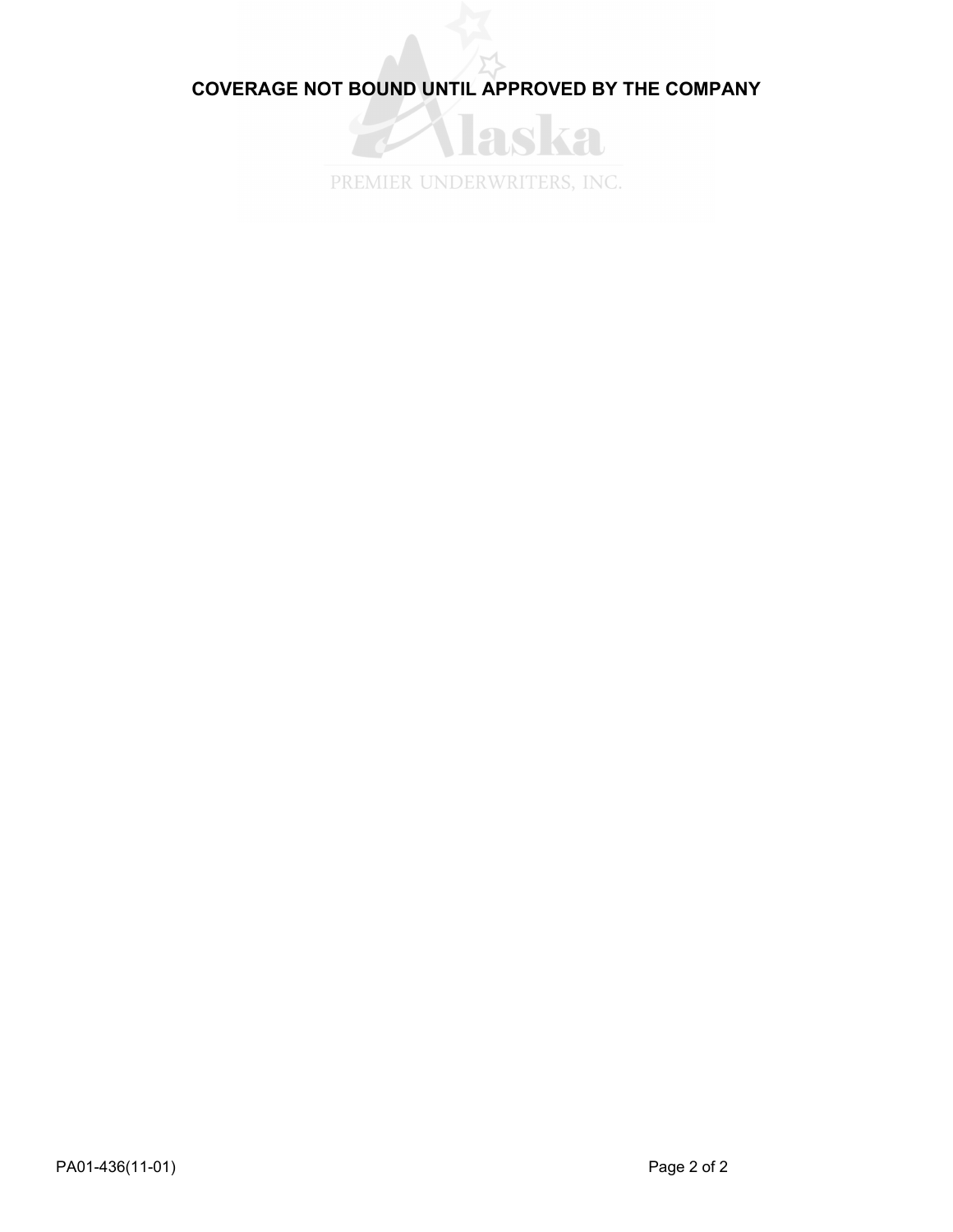**COVERAGE NOT BOUND UNTIL APPROVED BY THE COMPANY**

PA01-436(11-01)